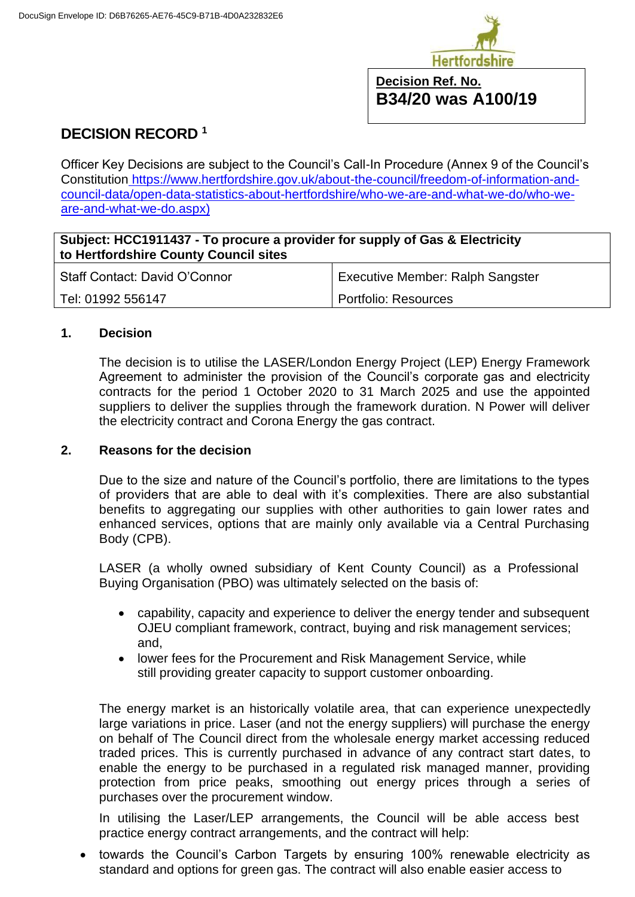DocuSign Envelope ID: D6B76265-AE76-45C9-B71B-4D0A232832E6

Hertfordshire

**Decision Ref. No.**
**B34/20 was A100/19**

## DECISION RECORD [1]

Officer Key Decisions are subject to the Council's Call-In Procedure (Annex 9 of the Council's Constitution [https://www.hertfordshire.gov.uk/about-the-council/freedom-of-information-and-council-data/open-data-statistics-about-hertfordshire/who-we-are-and-what-we-do/who-we-are-and-what-we-do.aspx)](https://www.hertfordshire.gov.uk/about-the-council/freedom-of-information-and-council-data/open-data-statistics-about-hertfordshire/who-we-are-and-what-we-do/who-we-are-and-what-we-do.aspx)

| **Subject: HCC1911437 - To procure a provider for supply of Gas & Electricity to Hertfordshire County Council sites** | |
|---|---|
| Staff Contact: David O'Connor | Executive Member: Ralph Sangster |
| Tel: 01992 556147 | Portfolio: Resources |

### 1. Decision

The decision is to utilise the LASER/London Energy Project (LEP) Energy Framework Agreement to administer the provision of the Council's corporate gas and electricity contracts for the period 1 October 2020 to 31 March 2025 and use the appointed suppliers to deliver the supplies through the framework duration. N Power will deliver the electricity contract and Corona Energy the gas contract.

### 2. Reasons for the decision

Due to the size and nature of the Council's portfolio, there are limitations to the types of providers that are able to deal with it's complexities. There are also substantial benefits to aggregating our supplies with other authorities to gain lower rates and enhanced services, options that are mainly only available via a Central Purchasing Body (CPB).

LASER (a wholly owned subsidiary of Kent County Council) as a Professional Buying Organisation (PBO) was ultimately selected on the basis of:

- capability, capacity and experience to deliver the energy tender and subsequent OJEU compliant framework, contract, buying and risk management services; and,
- lower fees for the Procurement and Risk Management Service, while still providing greater capacity to support customer onboarding.

The energy market is an historically volatile area, that can experience unexpectedly large variations in price. Laser (and not the energy suppliers) will purchase the energy on behalf of The Council direct from the wholesale energy market accessing reduced traded prices. This is currently purchased in advance of any contract start dates, to enable the energy to be purchased in a regulated risk managed manner, providing protection from price peaks, smoothing out energy prices through a series of purchases over the procurement window.

In utilising the Laser/LEP arrangements, the Council will be able access best practice energy contract arrangements, and the contract will help:

- towards the Council's Carbon Targets by ensuring 100% renewable electricity as standard and options for green gas. The contract will also enable easier access to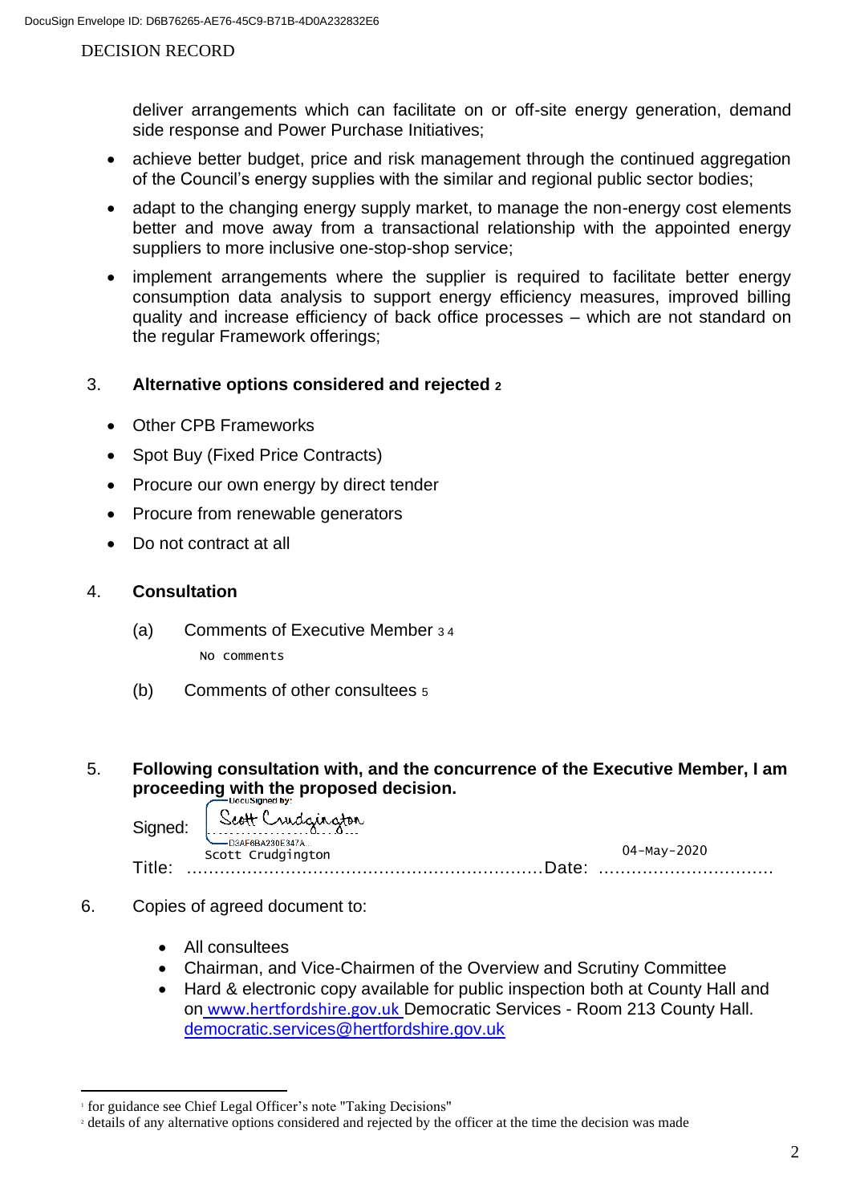DECISION RECORD

deliver arrangements which can facilitate on or off-site energy generation, demand side response and Power Purchase Initiatives;

- achieve better budget, price and risk management through the continued aggregation of the Council's energy supplies with the similar and regional public sector bodies;
- adapt to the changing energy supply market, to manage the non-energy cost elements better and move away from a transactional relationship with the appointed energy suppliers to more inclusive one-stop-shop service;
- implement arrangements where the supplier is required to facilitate better energy consumption data analysis to support energy efficiency measures, improved billing quality and increase efficiency of back office processes – which are not standard on the regular Framework offerings;

3. **Alternative options considered and rejected** [2]

- Other CPB Frameworks
- Spot Buy (Fixed Price Contracts)
- Procure our own energy by direct tender
- Procure from renewable generators
- Do not contract at all

4. **Consultation**

(a) Comments of Executive Member [3] [4]

No comments

(b) Comments of other consultees [5]

5. **Following consultation with, and the concurrence of the Executive Member, I am proceeding with the proposed decision.**

Signed: DocuSigned by: Scott Crudgington D3AF6BA230E347A...

Title: Scott Crudgington ................................................................ Date: 04-May-2020 ................................

6. Copies of agreed document to:

- All consultees
- Chairman, and Vice-Chairmen of the Overview and Scrutiny Committee
- Hard & electronic copy available for public inspection both at County Hall and on www.hertfordshire.gov.uk Democratic Services - Room 213 County Hall. democratic.services@hertfordshire.gov.uk

---

[1] for guidance see Chief Legal Officer's note "Taking Decisions"

[2] details of any alternative options considered and rejected by the officer at the time the decision was made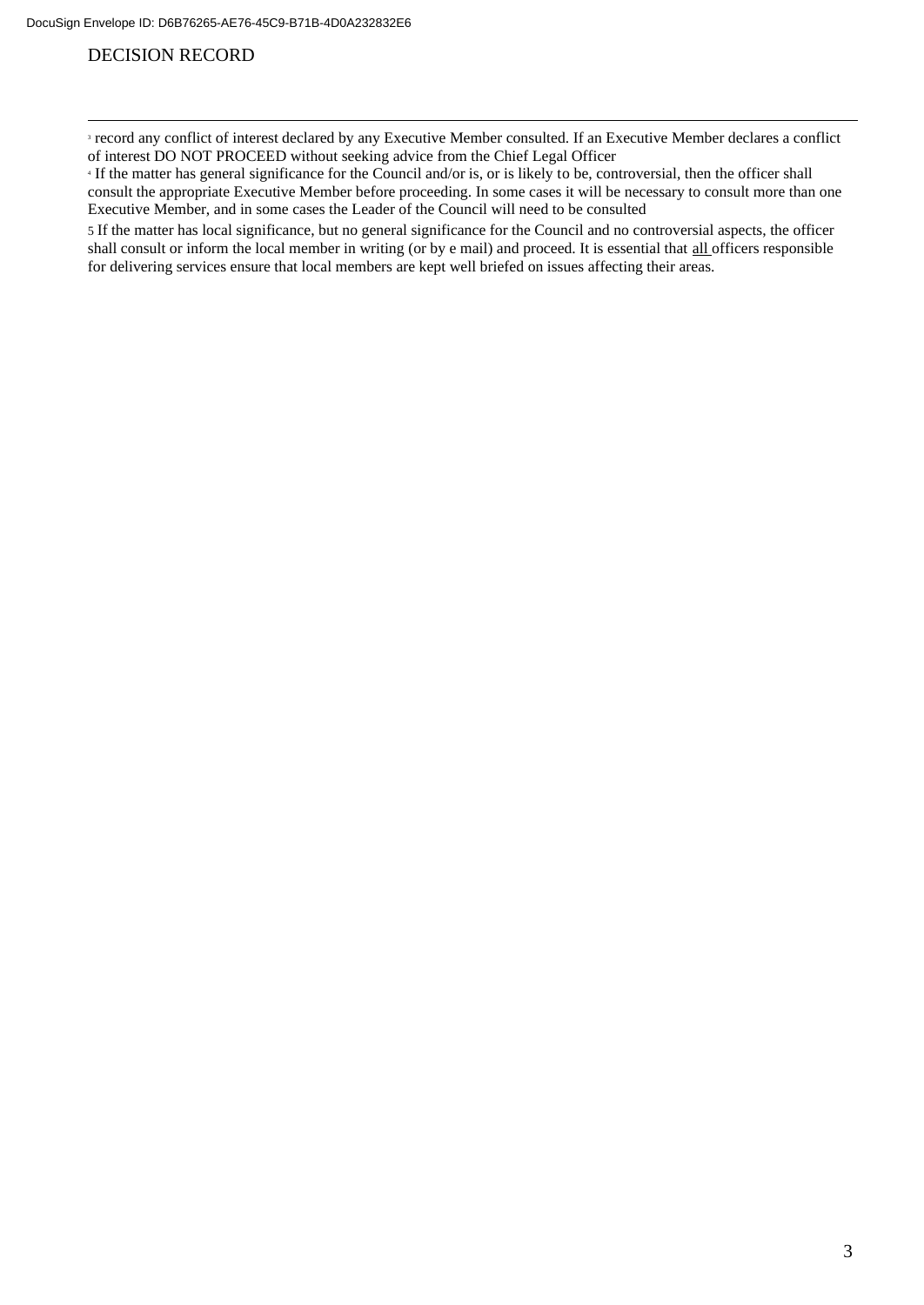DECISION RECORD

---

[3] record any conflict of interest declared by any Executive Member consulted. If an Executive Member declares a conflict of interest DO NOT PROCEED without seeking advice from the Chief Legal Officer

[4] If the matter has general significance for the Council and/or is, or is likely to be, controversial, then the officer shall consult the appropriate Executive Member before proceeding. In some cases it will be necessary to consult more than one Executive Member, and in some cases the Leader of the Council will need to be consulted

[5] If the matter has local significance, but no general significance for the Council and no controversial aspects, the officer shall consult or inform the local member in writing (or by e mail) and proceed. It is essential that all officers responsible for delivering services ensure that local members are kept well briefed on issues affecting their areas.